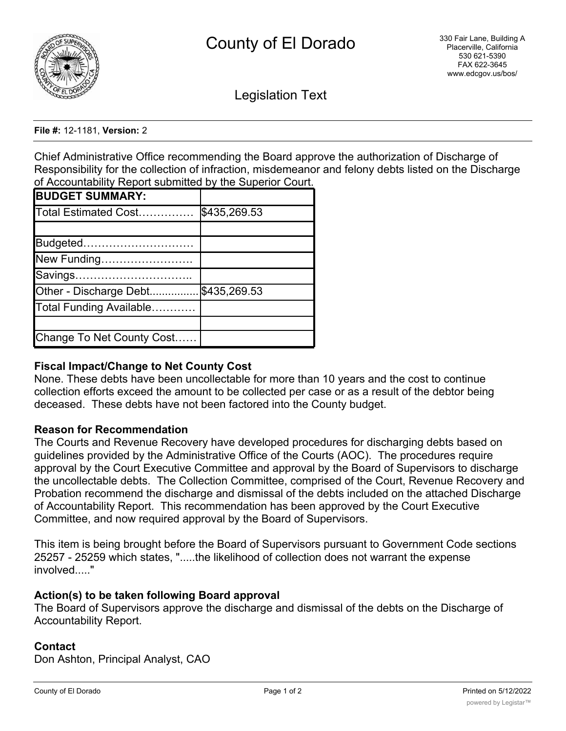# County of El Dorado

330 Fair Lane, Building A
Placerville, California
530 621-5390
FAX 622-3645
www.edcgov.us/bos/

## Legislation Text

**File #:** 12-1181, **Version:** 2

Chief Administrative Office recommending the Board approve the authorization of Discharge of Responsibility for the collection of infraction, misdemeanor and felony debts listed on the Discharge of Accountability Report submitted by the Superior Court.

| **BUDGET SUMMARY:** | |
|---|---|
| Total Estimated Cost…………… | $435,269.53 |
| | |
| Budgeted………………………… | |
| New Funding……………………. | |
| Savings………………………….. | |
| Other - Discharge Debt................ | $435,269.53 |
| Total Funding Available………… | |
| | |
| Change To Net County Cost…… | |

**Fiscal Impact/Change to Net County Cost**

None. These debts have been uncollectable for more than 10 years and the cost to continue collection efforts exceed the amount to be collected per case or as a result of the debtor being deceased. These debts have not been factored into the County budget.

**Reason for Recommendation**

The Courts and Revenue Recovery have developed procedures for discharging debts based on guidelines provided by the Administrative Office of the Courts (AOC). The procedures require approval by the Court Executive Committee and approval by the Board of Supervisors to discharge the uncollectable debts. The Collection Committee, comprised of the Court, Revenue Recovery and Probation recommend the discharge and dismissal of the debts included on the attached Discharge of Accountability Report. This recommendation has been approved by the Court Executive Committee, and now required approval by the Board of Supervisors.

This item is being brought before the Board of Supervisors pursuant to Government Code sections 25257 - 25259 which states, ".....the likelihood of collection does not warrant the expense involved....."

**Action(s) to be taken following Board approval**

The Board of Supervisors approve the discharge and dismissal of the debts on the Discharge of Accountability Report.

**Contact**

Don Ashton, Principal Analyst, CAO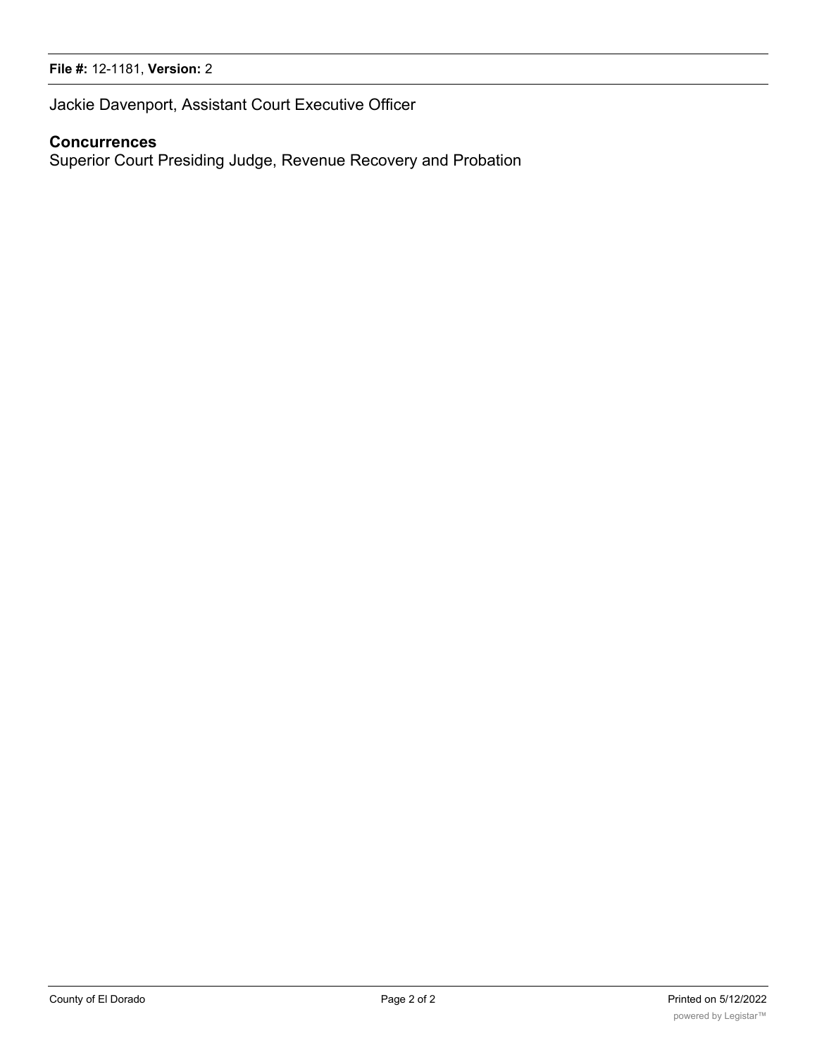Jackie Davenport, Assistant Court Executive Officer

**Concurrences**

Superior Court Presiding Judge, Revenue Recovery and Probation